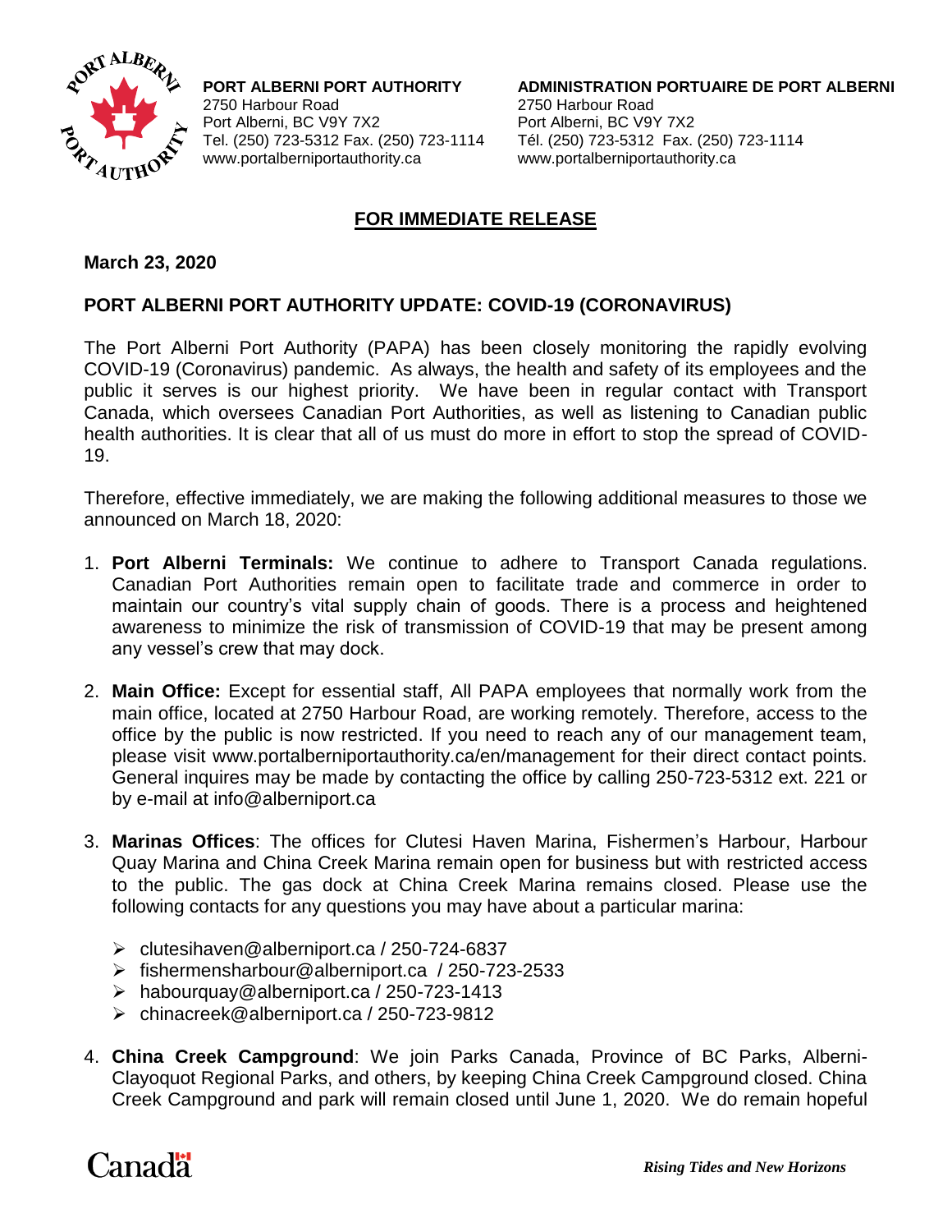**PORT ALBERNI PORT AUTHORITY**
2750 Harbour Road
Port Alberni, BC V9Y 7X2
Tel. (250) 723-5312 Fax. (250) 723-1114
www.portalberniportauthority.ca

**ADMINISTRATION PORTUAIRE DE PORT ALBERNI**
2750 Harbour Road
Port Alberni, BC V9Y 7X2
Tél. (250) 723-5312 Fax. (250) 723-1114
www.portalberniportauthority.ca

## FOR IMMEDIATE RELEASE

**March 23, 2020**

## PORT ALBERNI PORT AUTHORITY UPDATE: COVID-19 (CORONAVIRUS)

The Port Alberni Port Authority (PAPA) has been closely monitoring the rapidly evolving COVID-19 (Coronavirus) pandemic. As always, the health and safety of its employees and the public it serves is our highest priority. We have been in regular contact with Transport Canada, which oversees Canadian Port Authorities, as well as listening to Canadian public health authorities. It is clear that all of us must do more in effort to stop the spread of COVID-19.

Therefore, effective immediately, we are making the following additional measures to those we announced on March 18, 2020:

1. **Port Alberni Terminals:** We continue to adhere to Transport Canada regulations. Canadian Port Authorities remain open to facilitate trade and commerce in order to maintain our country's vital supply chain of goods. There is a process and heightened awareness to minimize the risk of transmission of COVID-19 that may be present among any vessel's crew that may dock.

2. **Main Office:** Except for essential staff, All PAPA employees that normally work from the main office, located at 2750 Harbour Road, are working remotely. Therefore, access to the office by the public is now restricted. If you need to reach any of our management team, please visit www.portalberniportauthority.ca/en/management for their direct contact points. General inquires may be made by contacting the office by calling 250-723-5312 ext. 221 or by e-mail at info@alberniport.ca

3. **Marinas Offices**: The offices for Clutesi Haven Marina, Fishermen's Harbour, Harbour Quay Marina and China Creek Marina remain open for business but with restricted access to the public. The gas dock at China Creek Marina remains closed. Please use the following contacts for any questions you may have about a particular marina:

   - clutesihaven@alberniport.ca / 250-724-6837
   - fishermensharbour@alberniport.ca / 250-723-2533
   - habourquay@alberniport.ca / 250-723-1413
   - chinacreek@alberniport.ca / 250-723-9812

4. **China Creek Campground**: We join Parks Canada, Province of BC Parks, Alberni-Clayoquot Regional Parks, and others, by keeping China Creek Campground closed. China Creek Campground and park will remain closed until June 1, 2020. We do remain hopeful

*Rising Tides and New Horizons*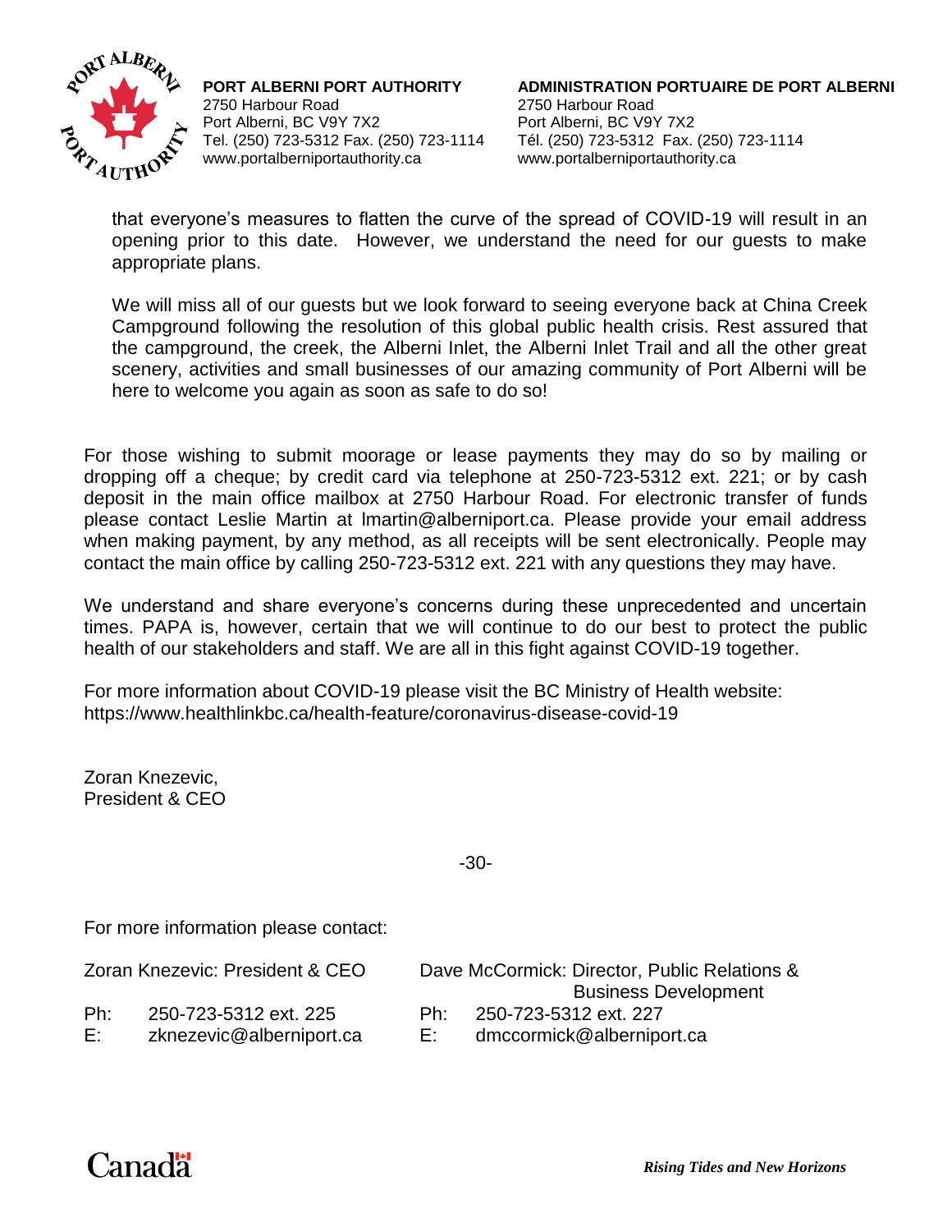> that everyone's measures to flatten the curve of the spread of COVID-19 will result in an opening prior to this date. However, we understand the need for our guests to make appropriate plans.
>
> We will miss all of our guests but we look forward to seeing everyone back at China Creek Campground following the resolution of this global public health crisis. Rest assured that the campground, the creek, the Alberni Inlet, the Alberni Inlet Trail and all the other great scenery, activities and small businesses of our amazing community of Port Alberni will be here to welcome you again as soon as safe to do so!

For those wishing to submit moorage or lease payments they may do so by mailing or dropping off a cheque; by credit card via telephone at 250-723-5312 ext. 221; or by cash deposit in the main office mailbox at 2750 Harbour Road. For electronic transfer of funds please contact Leslie Martin at lmartin@alberniport.ca. Please provide your email address when making payment, by any method, as all receipts will be sent electronically. People may contact the main office by calling 250-723-5312 ext. 221 with any questions they may have.

We understand and share everyone's concerns during these unprecedented and uncertain times. PAPA is, however, certain that we will continue to do our best to protect the public health of our stakeholders and staff. We are all in this fight against COVID-19 together.

For more information about COVID-19 please visit the BC Ministry of Health website:
https://www.healthlinkbc.ca/health-feature/coronavirus-disease-covid-19

Zoran Knezevic,
President & CEO

-30-

For more information please contact:

Zoran Knezevic: President & CEO
Ph: 250-723-5312 ext. 225
E: zknezevic@alberniport.ca

Dave McCormick: Director, Public Relations & Business Development
Ph: 250-723-5312 ext. 227
E: dmccormick@alberniport.ca